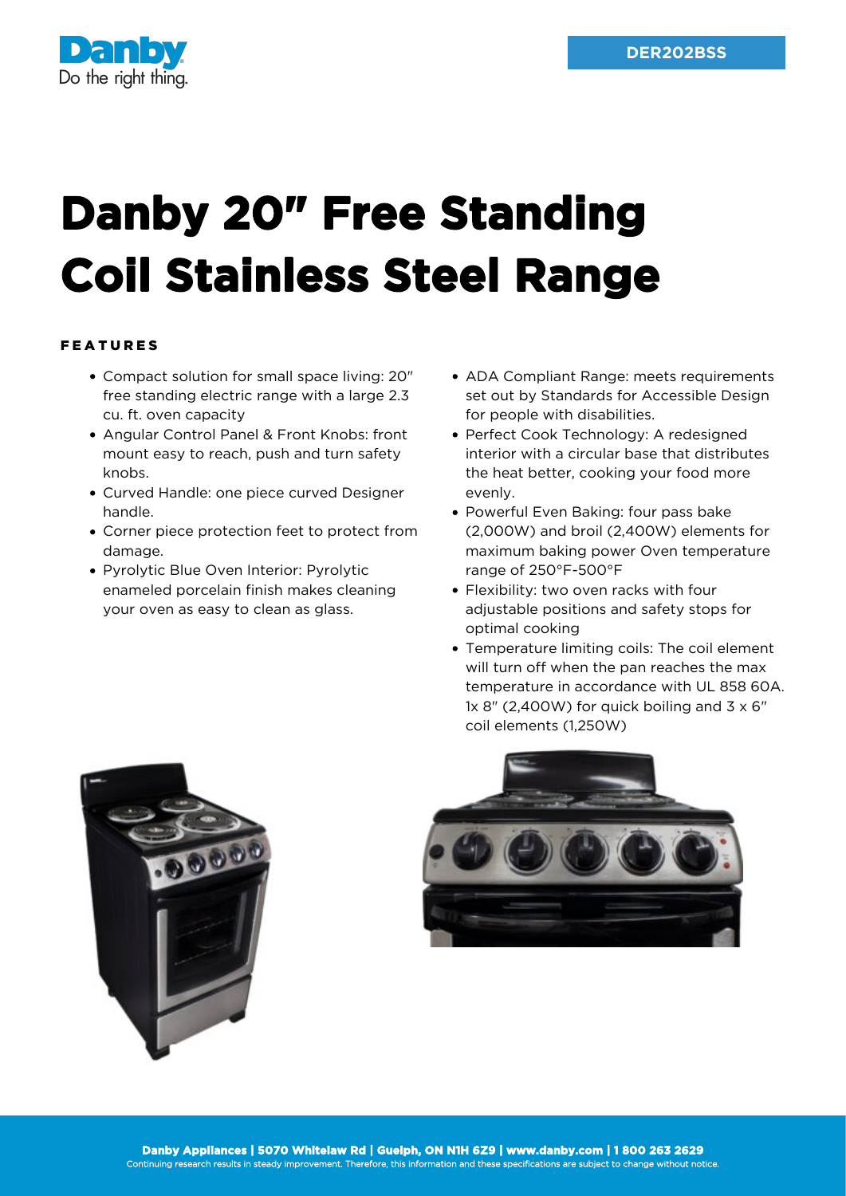DER202BSS

# Danby 20" Free Standing Coil Stainless Steel Range

## FEATURES

- Compact solution for small space living: 20" free standing electric range with a large 2.3 cu. ft. oven capacity
- Angular Control Panel & Front Knobs: front mount easy to reach, push and turn safety knobs.
- Curved Handle: one piece curved Designer handle.
- Corner piece protection feet to protect from damage.
- Pyrolytic Blue Oven Interior: Pyrolytic enameled porcelain finish makes cleaning your oven as easy to clean as glass.
- ADA Compliant Range: meets requirements set out by Standards for Accessible Design for people with disabilities.
- Perfect Cook Technology: A redesigned interior with a circular base that distributes the heat better, cooking your food more evenly.
- Powerful Even Baking: four pass bake (2,000W) and broil (2,400W) elements for maximum baking power Oven temperature range of 250°F-500°F
- Flexibility: two oven racks with four adjustable positions and safety stops for optimal cooking
- Temperature limiting coils: The coil element will turn off when the pan reaches the max temperature in accordance with UL 858 60A. 1x 8" (2,400W) for quick boiling and 3 x 6" coil elements (1,250W)

**Danby Appliances | 5070 Whitelaw Rd | Guelph, ON N1H 6Z9 | www.danby.com | 1 800 263 2629**
Continuing research results in steady improvement. Therefore, this information and these specifications are subject to change without notice.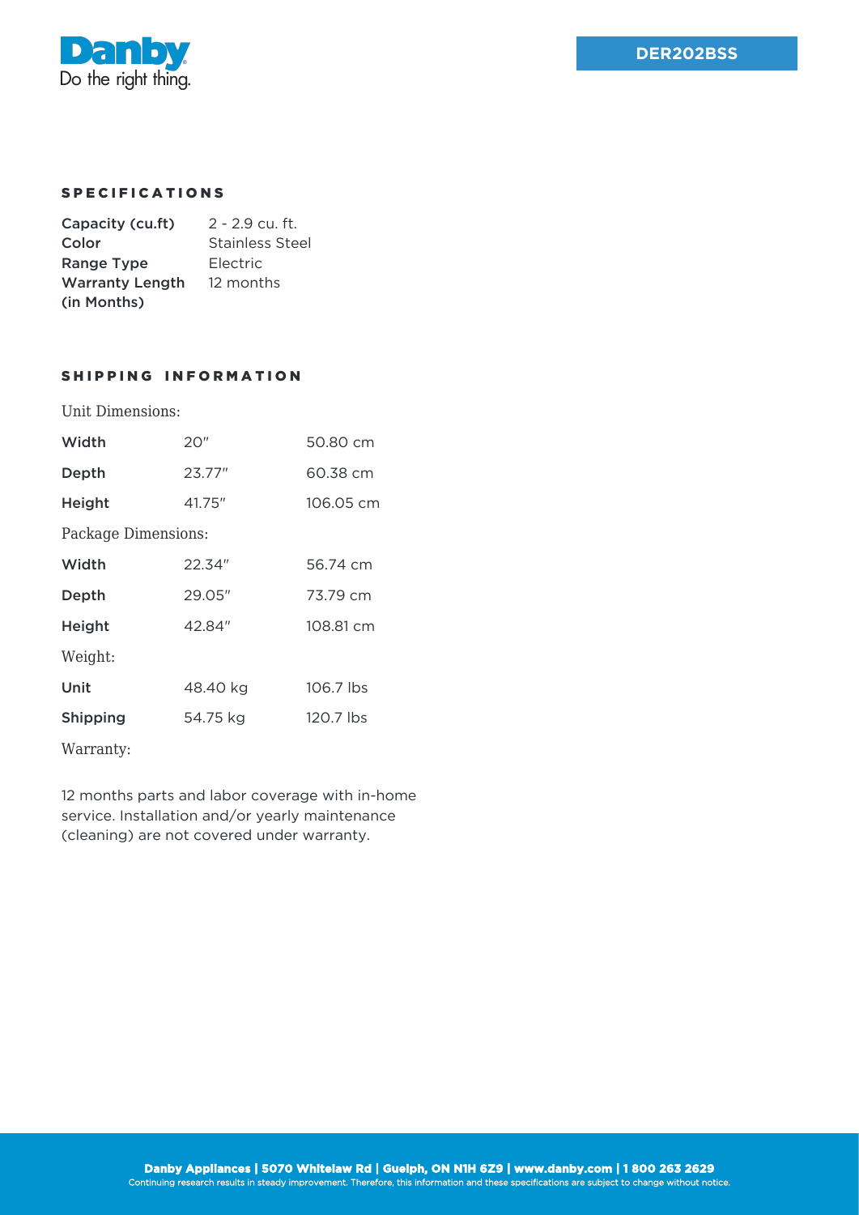DER202BSS

## SPECIFICATIONS

| | |
|---|---|
| **Capacity (cu.ft)** | 2 - 2.9 cu. ft. |
| **Color** | Stainless Steel |
| **Range Type** | Electric |
| **Warranty Length (in Months)** | 12 months |

## SHIPPING INFORMATION

Unit Dimensions:

| | | |
|---|---|---|
| **Width** | 20″ | 50.80 cm |
| **Depth** | 23.77″ | 60.38 cm |
| **Height** | 41.75″ | 106.05 cm |

Package Dimensions:

| | | |
|---|---|---|
| **Width** | 22.34″ | 56.74 cm |
| **Depth** | 29.05″ | 73.79 cm |
| **Height** | 42.84″ | 108.81 cm |

Weight:

| | | |
|---|---|---|
| **Unit** | 48.40 kg | 106.7 lbs |
| **Shipping** | 54.75 kg | 120.7 lbs |

Warranty:

12 months parts and labor coverage with in-home service. Installation and/or yearly maintenance (cleaning) are not covered under warranty.

**Danby Appliances | 5070 Whitelaw Rd | Guelph, ON N1H 6Z9 | www.danby.com | 1 800 263 2629**
Continuing research results in steady improvement. Therefore, this information and these specifications are subject to change without notice.